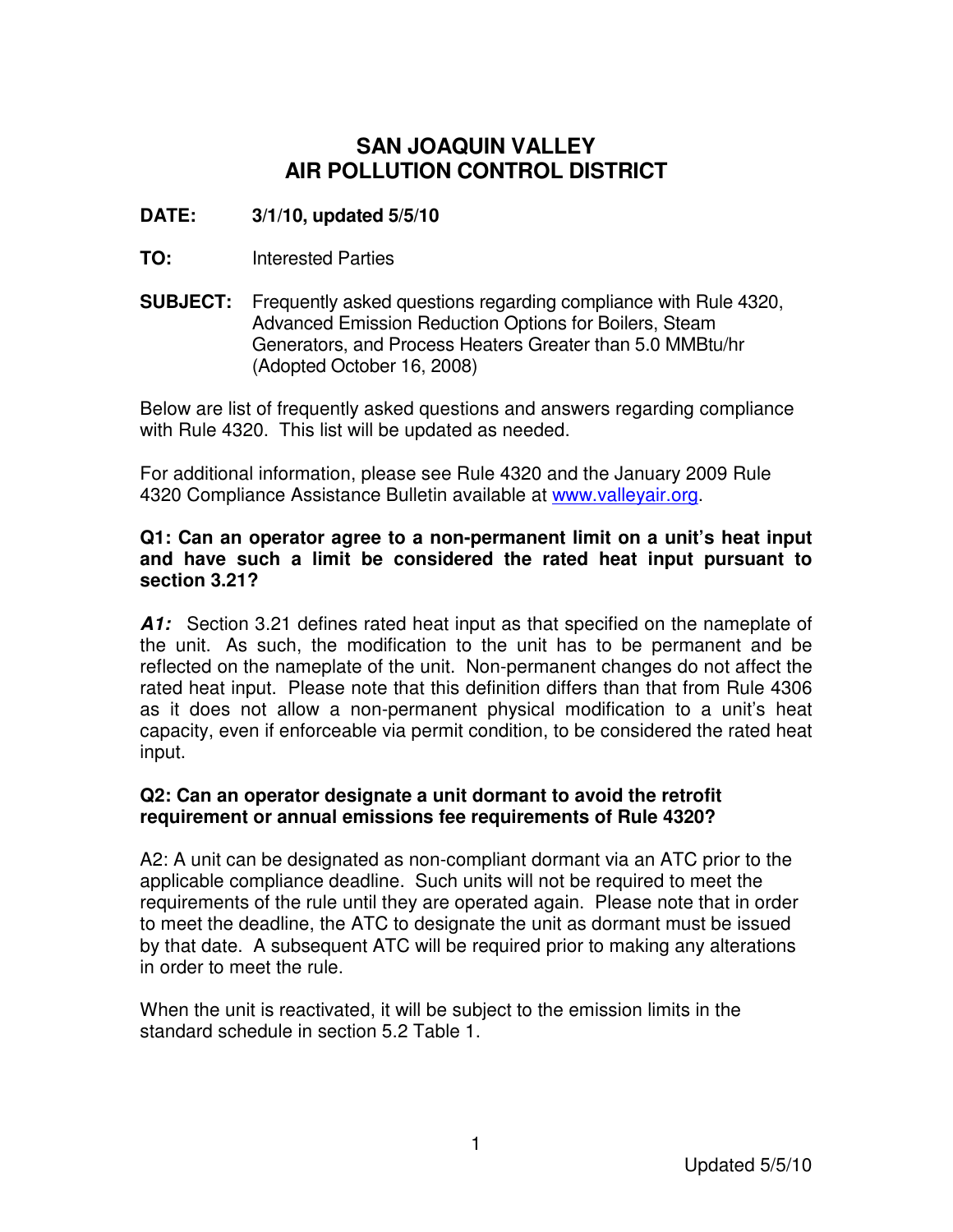# SAN JOAQUIN VALLEY
# AIR POLLUTION CONTROL DISTRICT

**DATE:** **3/1/10, updated 5/5/10**

**TO:** Interested Parties

**SUBJECT:** Frequently asked questions regarding compliance with Rule 4320, Advanced Emission Reduction Options for Boilers, Steam Generators, and Process Heaters Greater than 5.0 MMBtu/hr (Adopted October 16, 2008)

Below are list of frequently asked questions and answers regarding compliance with Rule 4320. This list will be updated as needed.

For additional information, please see Rule 4320 and the January 2009 Rule 4320 Compliance Assistance Bulletin available at www.valleyair.org.

**Q1: Can an operator agree to a non-permanent limit on a unit's heat input and have such a limit be considered the rated heat input pursuant to section 3.21?**

***A1:*** Section 3.21 defines rated heat input as that specified on the nameplate of the unit. As such, the modification to the unit has to be permanent and be reflected on the nameplate of the unit. Non-permanent changes do not affect the rated heat input. Please note that this definition differs than that from Rule 4306 as it does not allow a non-permanent physical modification to a unit's heat capacity, even if enforceable via permit condition, to be considered the rated heat input.

**Q2: Can an operator designate a unit dormant to avoid the retrofit requirement or annual emissions fee requirements of Rule 4320?**

A2: A unit can be designated as non-compliant dormant via an ATC prior to the applicable compliance deadline. Such units will not be required to meet the requirements of the rule until they are operated again. Please note that in order to meet the deadline, the ATC to designate the unit as dormant must be issued by that date. A subsequent ATC will be required prior to making any alterations in order to meet the rule.

When the unit is reactivated, it will be subject to the emission limits in the standard schedule in section 5.2 Table 1.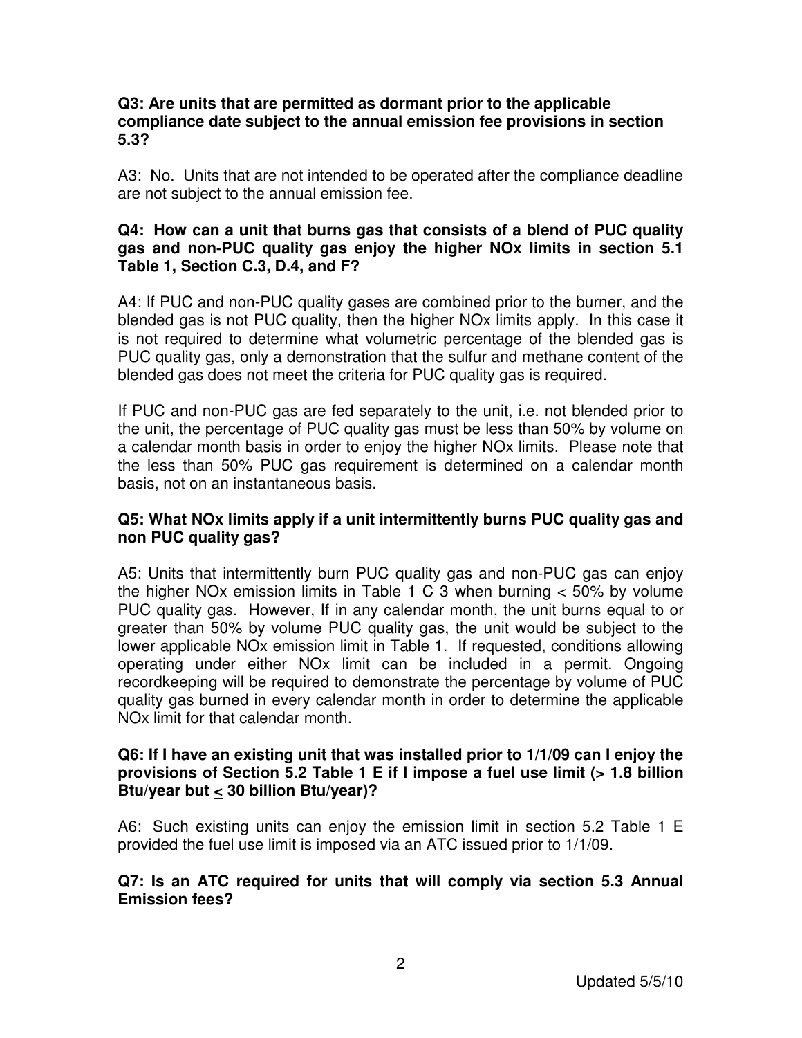**Q3: Are units that are permitted as dormant prior to the applicable compliance date subject to the annual emission fee provisions in section 5.3?**

A3: No. Units that are not intended to be operated after the compliance deadline are not subject to the annual emission fee.

**Q4: How can a unit that burns gas that consists of a blend of PUC quality gas and non-PUC quality gas enjoy the higher NOx limits in section 5.1 Table 1, Section C.3, D.4, and F?**

A4: If PUC and non-PUC quality gases are combined prior to the burner, and the blended gas is not PUC quality, then the higher NOx limits apply. In this case it is not required to determine what volumetric percentage of the blended gas is PUC quality gas, only a demonstration that the sulfur and methane content of the blended gas does not meet the criteria for PUC quality gas is required.

If PUC and non-PUC gas are fed separately to the unit, i.e. not blended prior to the unit, the percentage of PUC quality gas must be less than 50% by volume on a calendar month basis in order to enjoy the higher NOx limits. Please note that the less than 50% PUC gas requirement is determined on a calendar month basis, not on an instantaneous basis.

**Q5: What NOx limits apply if a unit intermittently burns PUC quality gas and non PUC quality gas?**

A5: Units that intermittently burn PUC quality gas and non-PUC gas can enjoy the higher NOx emission limits in Table 1 C 3 when burning < 50% by volume PUC quality gas. However, If in any calendar month, the unit burns equal to or greater than 50% by volume PUC quality gas, the unit would be subject to the lower applicable NOx emission limit in Table 1. If requested, conditions allowing operating under either NOx limit can be included in a permit. Ongoing recordkeeping will be required to demonstrate the percentage by volume of PUC quality gas burned in every calendar month in order to determine the applicable NOx limit for that calendar month.

**Q6: If I have an existing unit that was installed prior to 1/1/09 can I enjoy the provisions of Section 5.2 Table 1 E if I impose a fuel use limit (> 1.8 billion Btu/year but ≤ 30 billion Btu/year)?**

A6: Such existing units can enjoy the emission limit in section 5.2 Table 1 E provided the fuel use limit is imposed via an ATC issued prior to 1/1/09.

**Q7: Is an ATC required for units that will comply via section 5.3 Annual Emission fees?**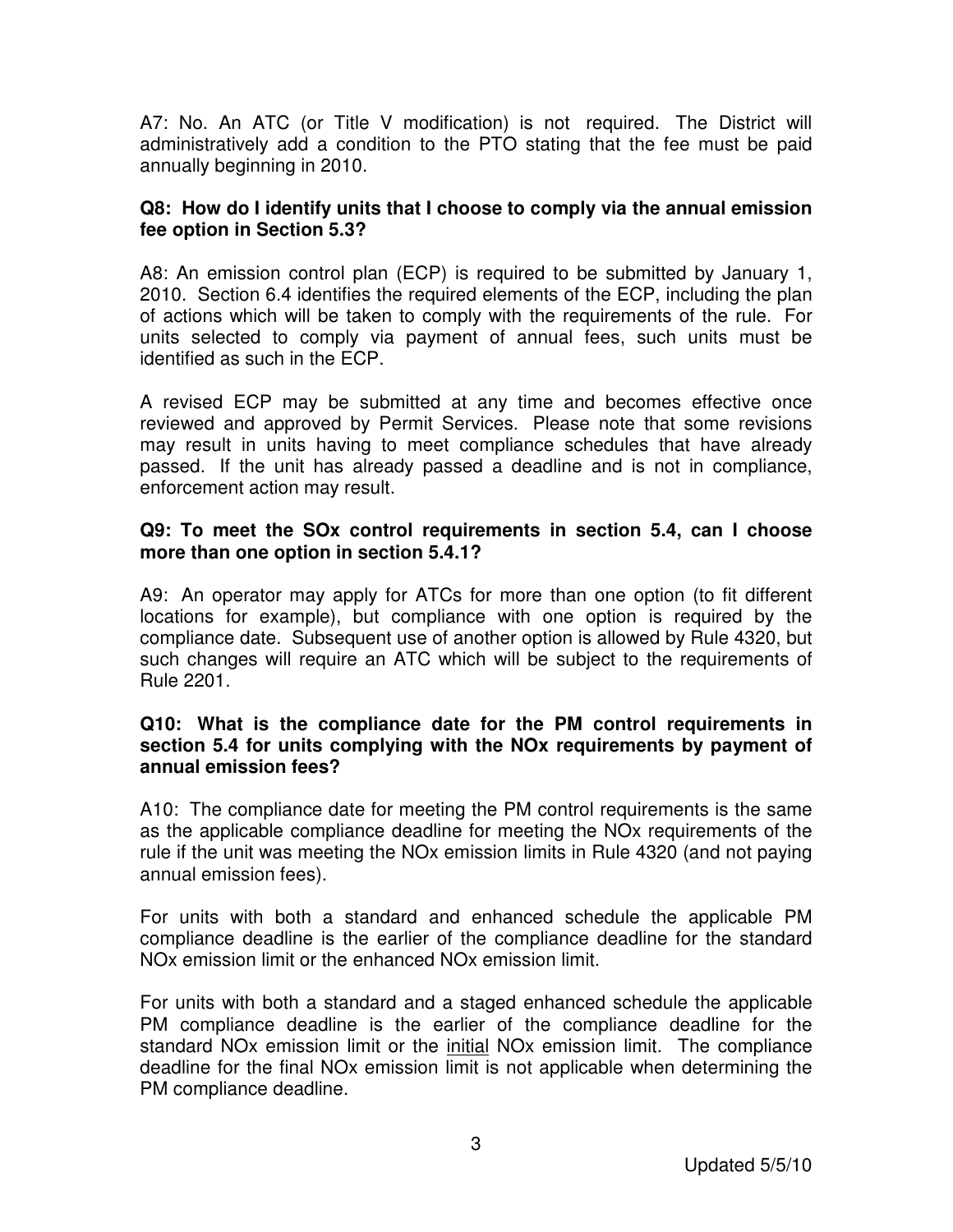A7: No. An ATC (or Title V modification) is not required. The District will administratively add a condition to the PTO stating that the fee must be paid annually beginning in 2010.

**Q8: How do I identify units that I choose to comply via the annual emission fee option in Section 5.3?**

A8: An emission control plan (ECP) is required to be submitted by January 1, 2010. Section 6.4 identifies the required elements of the ECP, including the plan of actions which will be taken to comply with the requirements of the rule. For units selected to comply via payment of annual fees, such units must be identified as such in the ECP.

A revised ECP may be submitted at any time and becomes effective once reviewed and approved by Permit Services. Please note that some revisions may result in units having to meet compliance schedules that have already passed. If the unit has already passed a deadline and is not in compliance, enforcement action may result.

**Q9: To meet the SOx control requirements in section 5.4, can I choose more than one option in section 5.4.1?**

A9: An operator may apply for ATCs for more than one option (to fit different locations for example), but compliance with one option is required by the compliance date. Subsequent use of another option is allowed by Rule 4320, but such changes will require an ATC which will be subject to the requirements of Rule 2201.

**Q10: What is the compliance date for the PM control requirements in section 5.4 for units complying with the NOx requirements by payment of annual emission fees?**

A10: The compliance date for meeting the PM control requirements is the same as the applicable compliance deadline for meeting the NOx requirements of the rule if the unit was meeting the NOx emission limits in Rule 4320 (and not paying annual emission fees).

For units with both a standard and enhanced schedule the applicable PM compliance deadline is the earlier of the compliance deadline for the standard NOx emission limit or the enhanced NOx emission limit.

For units with both a standard and a staged enhanced schedule the applicable PM compliance deadline is the earlier of the compliance deadline for the standard NOx emission limit or the initial NOx emission limit. The compliance deadline for the final NOx emission limit is not applicable when determining the PM compliance deadline.

Updated 5/5/10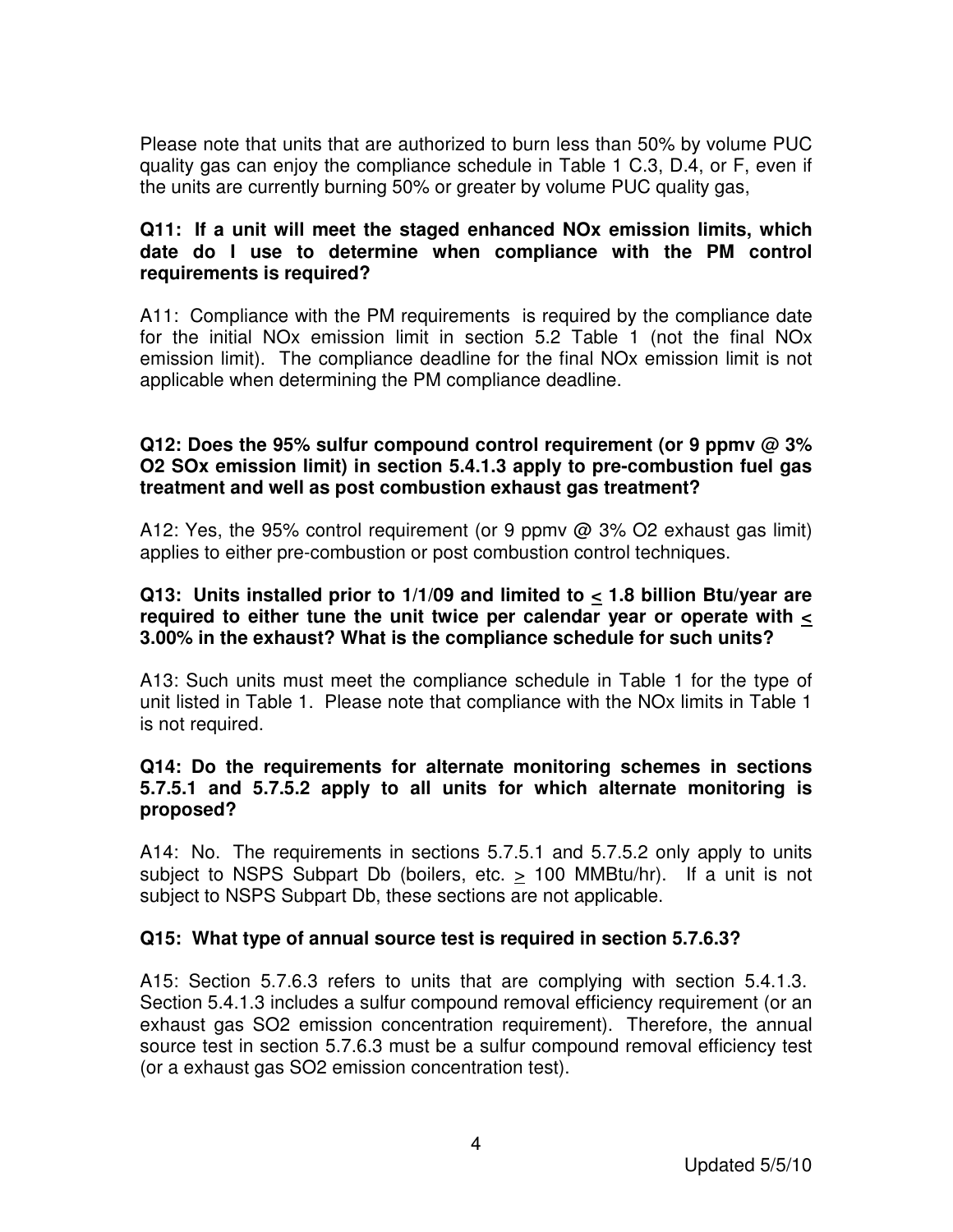Please note that units that are authorized to burn less than 50% by volume PUC quality gas can enjoy the compliance schedule in Table 1 C.3, D.4, or F, even if the units are currently burning 50% or greater by volume PUC quality gas,

**Q11: If a unit will meet the staged enhanced NOx emission limits, which date do I use to determine when compliance with the PM control requirements is required?**

A11: Compliance with the PM requirements is required by the compliance date for the initial NOx emission limit in section 5.2 Table 1 (not the final NOx emission limit). The compliance deadline for the final NOx emission limit is not applicable when determining the PM compliance deadline.

**Q12: Does the 95% sulfur compound control requirement (or 9 ppmv @ 3% O2 SOx emission limit) in section 5.4.1.3 apply to pre-combustion fuel gas treatment and well as post combustion exhaust gas treatment?**

A12: Yes, the 95% control requirement (or 9 ppmv @ 3% O2 exhaust gas limit) applies to either pre-combustion or post combustion control techniques.

**Q13: Units installed prior to 1/1/09 and limited to ≤ 1.8 billion Btu/year are required to either tune the unit twice per calendar year or operate with ≤ 3.00% in the exhaust? What is the compliance schedule for such units?**

A13: Such units must meet the compliance schedule in Table 1 for the type of unit listed in Table 1. Please note that compliance with the NOx limits in Table 1 is not required.

**Q14: Do the requirements for alternate monitoring schemes in sections 5.7.5.1 and 5.7.5.2 apply to all units for which alternate monitoring is proposed?**

A14: No. The requirements in sections 5.7.5.1 and 5.7.5.2 only apply to units subject to NSPS Subpart Db (boilers, etc. ≥ 100 MMBtu/hr). If a unit is not subject to NSPS Subpart Db, these sections are not applicable.

**Q15: What type of annual source test is required in section 5.7.6.3?**

A15: Section 5.7.6.3 refers to units that are complying with section 5.4.1.3. Section 5.4.1.3 includes a sulfur compound removal efficiency requirement (or an exhaust gas SO2 emission concentration requirement). Therefore, the annual source test in section 5.7.6.3 must be a sulfur compound removal efficiency test (or a exhaust gas SO2 emission concentration test).

Updated 5/5/10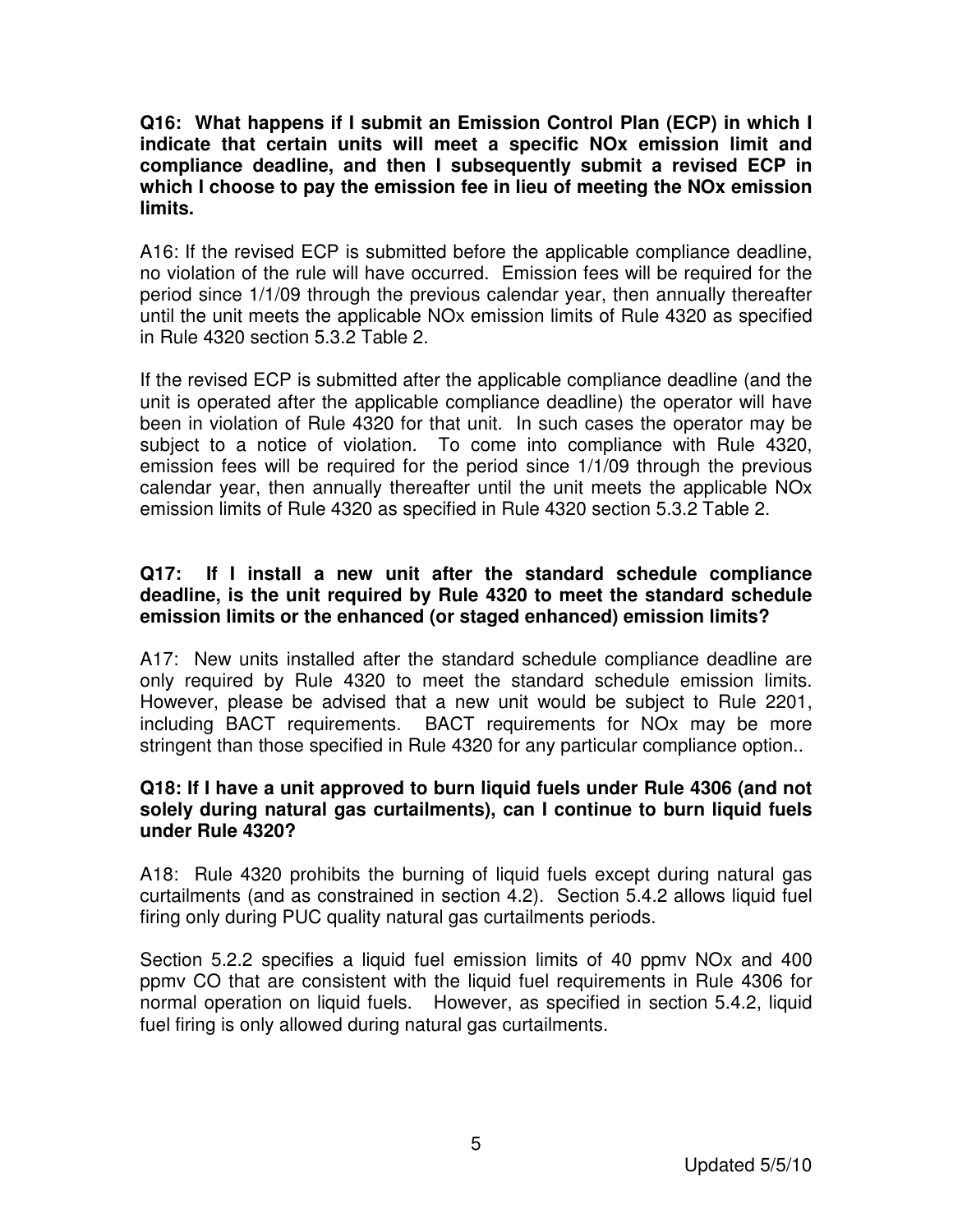**Q16: What happens if I submit an Emission Control Plan (ECP) in which I indicate that certain units will meet a specific NOx emission limit and compliance deadline, and then I subsequently submit a revised ECP in which I choose to pay the emission fee in lieu of meeting the NOx emission limits.**

A16: If the revised ECP is submitted before the applicable compliance deadline, no violation of the rule will have occurred. Emission fees will be required for the period since 1/1/09 through the previous calendar year, then annually thereafter until the unit meets the applicable NOx emission limits of Rule 4320 as specified in Rule 4320 section 5.3.2 Table 2.

If the revised ECP is submitted after the applicable compliance deadline (and the unit is operated after the applicable compliance deadline) the operator will have been in violation of Rule 4320 for that unit. In such cases the operator may be subject to a notice of violation. To come into compliance with Rule 4320, emission fees will be required for the period since 1/1/09 through the previous calendar year, then annually thereafter until the unit meets the applicable NOx emission limits of Rule 4320 as specified in Rule 4320 section 5.3.2 Table 2.

**Q17: If I install a new unit after the standard schedule compliance deadline, is the unit required by Rule 4320 to meet the standard schedule emission limits or the enhanced (or staged enhanced) emission limits?**

A17: New units installed after the standard schedule compliance deadline are only required by Rule 4320 to meet the standard schedule emission limits. However, please be advised that a new unit would be subject to Rule 2201, including BACT requirements. BACT requirements for NOx may be more stringent than those specified in Rule 4320 for any particular compliance option..

**Q18: If I have a unit approved to burn liquid fuels under Rule 4306 (and not solely during natural gas curtailments), can I continue to burn liquid fuels under Rule 4320?**

A18: Rule 4320 prohibits the burning of liquid fuels except during natural gas curtailments (and as constrained in section 4.2). Section 5.4.2 allows liquid fuel firing only during PUC quality natural gas curtailments periods.

Section 5.2.2 specifies a liquid fuel emission limits of 40 ppmv NOx and 400 ppmv CO that are consistent with the liquid fuel requirements in Rule 4306 for normal operation on liquid fuels. However, as specified in section 5.4.2, liquid fuel firing is only allowed during natural gas curtailments.

Updated 5/5/10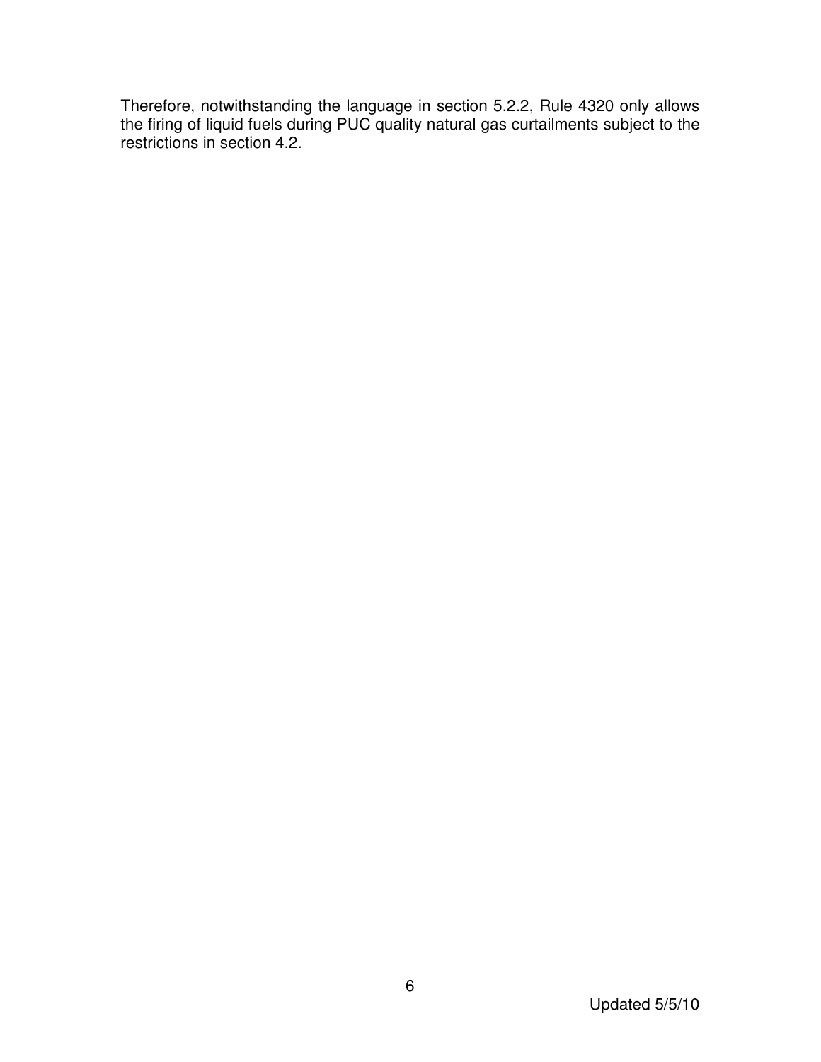Therefore, notwithstanding the language in section 5.2.2, Rule 4320 only allows the firing of liquid fuels during PUC quality natural gas curtailments subject to the restrictions in section 4.2.